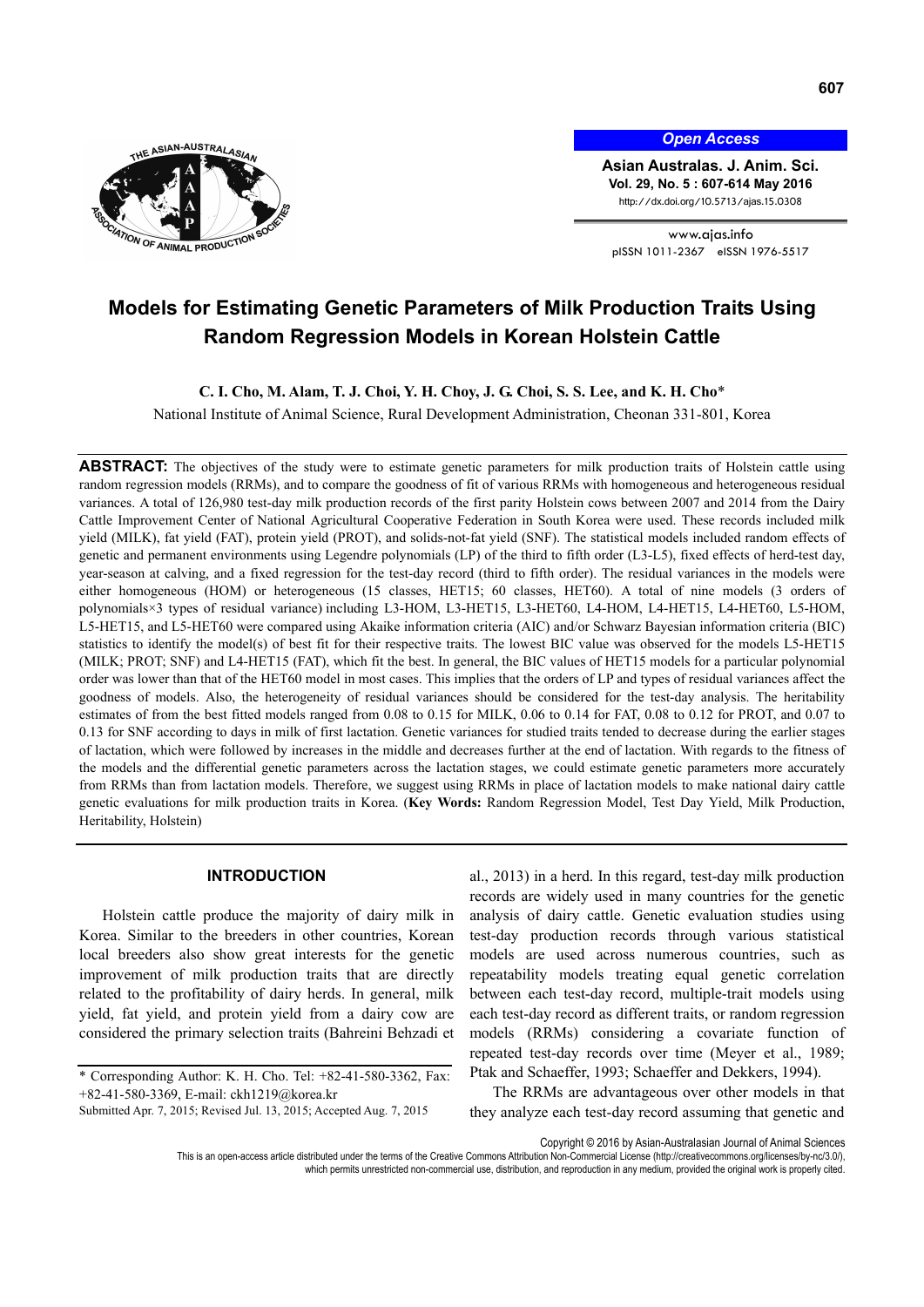# Models for Estimating Genetic Parameters of Milk Production Traits Using Random Regression Models in Korean Holstein Cattle

**C. I. Cho, M. Alam, T. J. Choi, Y. H. Choy, J. G. Choi, S. S. Lee, and K. H. Cho***

National Institute of Animal Science, Rural Development Administration, Cheonan 331-801, Korea

**ABSTRACT:** The objectives of the study were to estimate genetic parameters for milk production traits of Holstein cattle using random regression models (RRMs), and to compare the goodness of fit of various RRMs with homogeneous and heterogeneous residual variances. A total of 126,980 test-day milk production records of the first parity Holstein cows between 2007 and 2014 from the Dairy Cattle Improvement Center of National Agricultural Cooperative Federation in South Korea were used. These records included milk yield (MILK), fat yield (FAT), protein yield (PROT), and solids-not-fat yield (SNF). The statistical models included random effects of genetic and permanent environments using Legendre polynomials (LP) of the third to fifth order (L3-L5), fixed effects of herd-test day, year-season at calving, and a fixed regression for the test-day record (third to fifth order). The residual variances in the models were either homogeneous (HOM) or heterogeneous (15 classes, HET15; 60 classes, HET60). A total of nine models (3 orders of polynomials×3 types of residual variance) including L3-HOM, L3-HET15, L3-HET60, L4-HOM, L4-HET15, L4-HET60, L5-HOM, L5-HET15, and L5-HET60 were compared using Akaike information criteria (AIC) and/or Schwarz Bayesian information criteria (BIC) statistics to identify the model(s) of best fit for their respective traits. The lowest BIC value was observed for the models L5-HET15 (MILK; PROT; SNF) and L4-HET15 (FAT), which fit the best. In general, the BIC values of HET15 models for a particular polynomial order was lower than that of the HET60 model in most cases. This implies that the orders of LP and types of residual variances affect the goodness of models. Also, the heterogeneity of residual variances should be considered for the test-day analysis. The heritability estimates of from the best fitted models ranged from 0.08 to 0.15 for MILK, 0.06 to 0.14 for FAT, 0.08 to 0.12 for PROT, and 0.07 to 0.13 for SNF according to days in milk of first lactation. Genetic variances for studied traits tended to decrease during the earlier stages of lactation, which were followed by increases in the middle and decreases further at the end of lactation. With regards to the fitness of the models and the differential genetic parameters across the lactation stages, we could estimate genetic parameters more accurately from RRMs than from lactation models. Therefore, we suggest using RRMs in place of lactation models to make national dairy cattle genetic evaluations for milk production traits in Korea. (**Key Words:** Random Regression Model, Test Day Yield, Milk Production, Heritability, Holstein)

## INTRODUCTION

Holstein cattle produce the majority of dairy milk in Korea. Similar to the breeders in other countries, Korean local breeders also show great interests for the genetic improvement of milk production traits that are directly related to the profitability of dairy herds. In general, milk yield, fat yield, and protein yield from a dairy cow are considered the primary selection traits (Bahreini Behzadi et al., 2013) in a herd. In this regard, test-day milk production records are widely used in many countries for the genetic analysis of dairy cattle. Genetic evaluation studies using test-day production records through various statistical models are used across numerous countries, such as repeatability models treating equal genetic correlation between each test-day record, multiple-trait models using each test-day record as different traits, or random regression models (RRMs) considering a covariate function of repeated test-day records over time (Meyer et al., 1989; Ptak and Schaeffer, 1993; Schaeffer and Dekkers, 1994).

The RRMs are advantageous over other models in that they analyze each test-day record assuming that genetic and

\* Corresponding Author: K. H. Cho. Tel: +82-41-580-3362, Fax: +82-41-580-3369, E-mail: ckh1219@korea.kr

Submitted Apr. 7, 2015; Revised Jul. 13, 2015; Accepted Aug. 7, 2015

Copyright © 2016 by Asian-Australasian Journal of Animal Sciences

This is an open-access article distributed under the terms of the Creative Commons Attribution Non-Commercial License (http://creativecommons.org/licenses/by-nc/3.0/), which permits unrestricted non-commercial use, distribution, and reproduction in any medium, provided the original work is properly cited.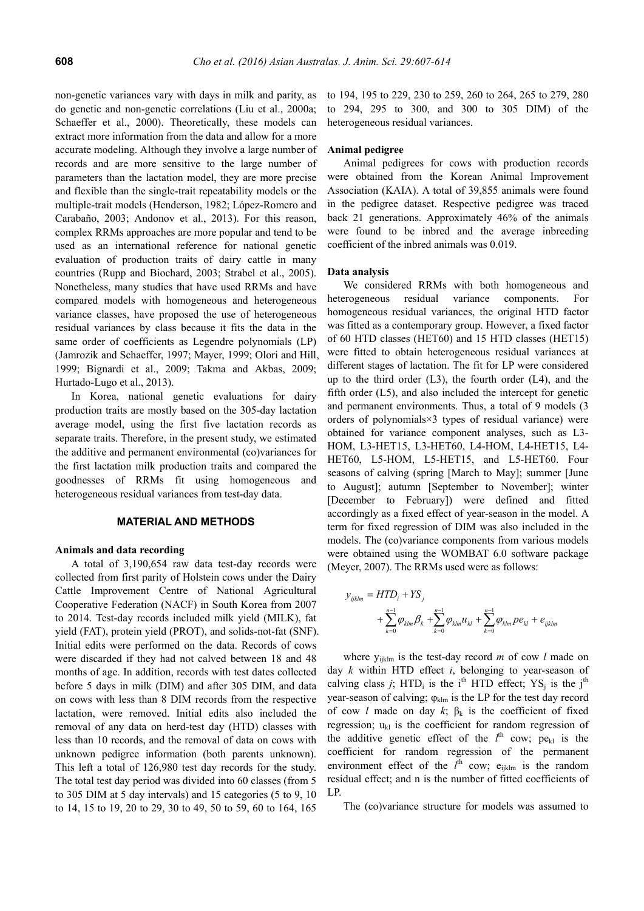non-genetic variances vary with days in milk and parity, as do genetic and non-genetic correlations (Liu et al., 2000a; Schaeffer et al., 2000). Theoretically, these models can extract more information from the data and allow for a more accurate modeling. Although they involve a large number of records and are more sensitive to the large number of parameters than the lactation model, they are more precise and flexible than the single-trait repeatability models or the multiple-trait models (Henderson, 1982; López-Romero and Carabaño, 2003; Andonov et al., 2013). For this reason, complex RRMs approaches are more popular and tend to be used as an international reference for national genetic evaluation of production traits of dairy cattle in many countries (Rupp and Biochard, 2003; Strabel et al., 2005). Nonetheless, many studies that have used RRMs and have compared models with homogeneous and heterogeneous variance classes, have proposed the use of heterogeneous residual variances by class because it fits the data in the same order of coefficients as Legendre polynomials (LP) (Jamrozik and Schaeffer, 1997; Mayer, 1999; Olori and Hill, 1999; Bignardi et al., 2009; Takma and Akbas, 2009; Hurtado-Lugo et al., 2013).

In Korea, national genetic evaluations for dairy production traits are mostly based on the 305-day lactation average model, using the first five lactation records as separate traits. Therefore, in the present study, we estimated the additive and permanent environmental (co)variances for the first lactation milk production traits and compared the goodnesses of RRMs fit using homogeneous and heterogeneous residual variances from test-day data.

## MATERIAL AND METHODS

### Animals and data recording

A total of 3,190,654 raw data test-day records were collected from first parity of Holstein cows under the Dairy Cattle Improvement Centre of National Agricultural Cooperative Federation (NACF) in South Korea from 2007 to 2014. Test-day records included milk yield (MILK), fat yield (FAT), protein yield (PROT), and solids-not-fat (SNF). Initial edits were performed on the data. Records of cows were discarded if they had not calved between 18 and 48 months of age. In addition, records with test dates collected before 5 days in milk (DIM) and after 305 DIM, and data on cows with less than 8 DIM records from the respective lactation, were removed. Initial edits also included the removal of any data on herd-test day (HTD) classes with less than 10 records, and the removal of data on cows with unknown pedigree information (both parents unknown). This left a total of 126,980 test day records for the study. The total test day period was divided into 60 classes (from 5 to 305 DIM at 5 day intervals) and 15 categories (5 to 9, 10 to 14, 15 to 19, 20 to 29, 30 to 49, 50 to 59, 60 to 164, 165 to 194, 195 to 229, 230 to 259, 260 to 264, 265 to 279, 280 to 294, 295 to 300, and 300 to 305 DIM) of the heterogeneous residual variances.

### Animal pedigree

Animal pedigrees for cows with production records were obtained from the Korean Animal Improvement Association (KAIA). A total of 39,855 animals were found in the pedigree dataset. Respective pedigree was traced back 21 generations. Approximately 46% of the animals were found to be inbred and the average inbreeding coefficient of the inbred animals was 0.019.

### Data analysis

We considered RRMs with both homogeneous and heterogeneous residual variance components. For homogeneous residual variances, the original HTD factor was fitted as a contemporary group. However, a fixed factor of 60 HTD classes (HET60) and 15 HTD classes (HET15) were fitted to obtain heterogeneous residual variances at different stages of lactation. The fit for LP were considered up to the third order (L3), the fourth order (L4), and the fifth order (L5), and also included the intercept for genetic and permanent environments. Thus, a total of 9 models (3 orders of polynomials×3 types of residual variance) were obtained for variance component analyses, such as L3-HOM, L3-HET15, L3-HET60, L4-HOM, L4-HET15, L4-HET60, L5-HOM, L5-HET15, and L5-HET60. Four seasons of calving (spring [March to May]; summer [June to August]; autumn [September to November]; winter [December to February]) were defined and fitted accordingly as a fixed effect of year-season in the model. A term for fixed regression of DIM was also included in the models. The (co)variance components from various models were obtained using the WOMBAT 6.0 software package (Meyer, 2007). The RRMs used were as follows:

$$y_{ijklm} = HTD_i + YS_j + \sum_{k=0}^{n-1} \varphi_{klm}\beta_k + \sum_{k=0}^{n-1} \varphi_{klm}u_{kl} + \sum_{k=0}^{n-1} \varphi_{klm}pe_{kl} + e_{ijklm}$$

where $y_{ijklm}$ is the test-day record *m* of cow *l* made on day *k* within HTD effect *i*, belonging to year-season of calving class *j*; $HTD_i$ is the i[th] HTD effect; $YS_j$ is the j[th] year-season of calving; $\varphi_{klm}$ is the LP for the test day record of cow *l* made on day *k*; $\beta_k$ is the coefficient of fixed regression; $u_{kl}$ is the coefficient for random regression of the additive genetic effect of the $l^{th}$ cow; $pe_{kl}$ is the coefficient for random regression of the permanent environment effect of the $l^{th}$ cow; $e_{ijklm}$ is the random residual effect; and n is the number of fitted coefficients of LP.

The (co)variance structure for models was assumed to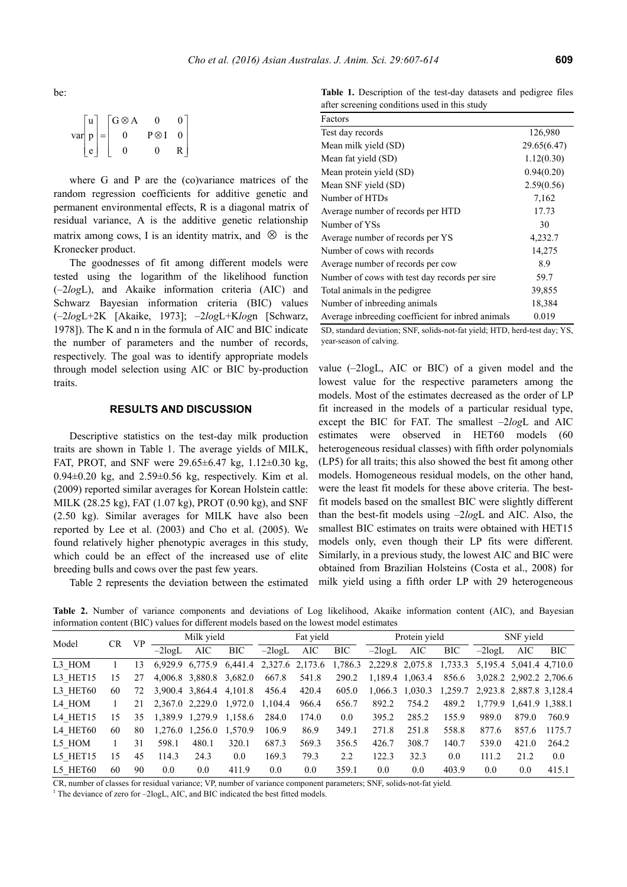be:

$$\text{var}\begin{bmatrix} u \\ p \\ e \end{bmatrix} = \begin{bmatrix} G \otimes A & 0 & 0 \\ 0 & P \otimes I & 0 \\ 0 & 0 & R \end{bmatrix}$$

where G and P are the (co)variance matrices of the random regression coefficients for additive genetic and permanent environmental effects, R is a diagonal matrix of residual variance, A is the additive genetic relationship matrix among cows, I is an identity matrix, and $\otimes$ is the Kronecker product.

The goodnesses of fit among different models were tested using the logarithm of the likelihood function (–2*log*L), and Akaike information criteria (AIC) and Schwarz Bayesian information criteria (BIC) values (–2*log*L+2K [Akaike, 1973]; –2*log*L+K*log*n [Schwarz, 1978]). The K and n in the formula of AIC and BIC indicate the number of parameters and the number of records, respectively. The goal was to identify appropriate models through model selection using AIC or BIC by-production traits.

**Table 1.** Description of the test-day datasets and pedigree files after screening conditions used in this study

| Factors | |
|---|---|
| Test day records | 126,980 |
| Mean milk yield (SD) | 29.65(6.47) |
| Mean fat yield (SD) | 1.12(0.30) |
| Mean protein yield (SD) | 0.94(0.20) |
| Mean SNF yield (SD) | 2.59(0.56) |
| Number of HTDs | 7,162 |
| Average number of records per HTD | 17.73 |
| Number of YSs | 30 |
| Average number of records per YS | 4,232.7 |
| Number of cows with records | 14,275 |
| Average number of records per cow | 8.9 |
| Number of cows with test day records per sire | 59.7 |
| Total animals in the pedigree | 39,855 |
| Number of inbreeding animals | 18,384 |
| Average inbreeding coefficient for inbred animals | 0.019 |

SD, standard deviation; SNF, solids-not-fat yield; HTD, herd-test day; YS, year-season of calving.

## RESULTS AND DISCUSSION

Descriptive statistics on the test-day milk production traits are shown in Table 1. The average yields of MILK, FAT, PROT, and SNF were 29.65±6.47 kg, 1.12±0.30 kg, 0.94±0.20 kg, and 2.59±0.56 kg, respectively. Kim et al. (2009) reported similar averages for Korean Holstein cattle: MILK (28.25 kg), FAT (1.07 kg), PROT (0.90 kg), and SNF (2.50 kg). Similar averages for MILK have also been reported by Lee et al. (2003) and Cho et al. (2005). We found relatively higher phenotypic averages in this study, which could be an effect of the increased use of elite breeding bulls and cows over the past few years.

Table 2 represents the deviation between the estimated value (–2logL, AIC or BIC) of a given model and the lowest value for the respective parameters among the models. Most of the estimates decreased as the order of LP fit increased in the models of a particular residual type, except the BIC for FAT. The smallest –2*log*L and AIC estimates were observed in HET60 models (60 heterogeneous residual classes) with fifth order polynomials (LP5) for all traits; this also showed the best fit among other models. Homogeneous residual models, on the other hand, were the least fit models for these above criteria. The best-fit models based on the smallest BIC were slightly different than the best-fit models using –2*log*L and AIC. Also, the smallest BIC estimates on traits were obtained with HET15 models only, even though their LP fits were different. Similarly, in a previous study, the lowest AIC and BIC were obtained from Brazilian Holsteins (Costa et al., 2008) for milk yield using a fifth order LP with 29 heterogeneous

**Table 2.** Number of variance components and deviations of Log likelihood, Akaike information content (AIC), and Bayesian information content (BIC) values for different models based on the lowest model estimates

| Model | CR | VP | Milk yield | | | Fat yield | | | Protein yield | | | SNF yield | | |
|---|---|---|---|---|---|---|---|---|---|---|---|---|---|---|
| | | | –2logL | AIC | BIC | –2logL | AIC | BIC | –2logL | AIC | BIC | –2logL | AIC | BIC |
| L3_HOM | 1 | 13 | 6,929.9 | 6,775.9 | 6,441.4 | 2,327.6 | 2,173.6 | 1,786.3 | 2,229.8 | 2,075.8 | 1,733.3 | 5,195.4 | 5,041.4 | 4,710.0 |
| L3_HET15 | 15 | 27 | 4,006.8 | 3,880.8 | 3,682.0 | 667.8 | 541.8 | 290.2 | 1,189.4 | 1,063.4 | 856.6 | 3,028.2 | 2,902.2 | 2,706.6 |
| L3_HET60 | 60 | 72 | 3,900.4 | 3,864.4 | 4,101.8 | 456.4 | 420.4 | 605.0 | 1,066.3 | 1,030.3 | 1,259.7 | 2,923.8 | 2,887.8 | 3,128.4 |
| L4_HOM | 1 | 21 | 2,367.0 | 2,229.0 | 1,972.0 | 1,104.4 | 966.4 | 656.7 | 892.2 | 754.2 | 489.2 | 1,779.9 | 1,641.9 | 1,388.1 |
| L4_HET15 | 15 | 35 | 1,389.9 | 1,279.9 | 1,158.6 | 284.0 | 174.0 | 0.0 | 395.2 | 285.2 | 155.9 | 989.0 | 879.0 | 760.9 |
| L4_HET60 | 60 | 80 | 1,276.0 | 1,256.0 | 1,570.9 | 106.9 | 86.9 | 349.1 | 271.8 | 251.8 | 558.8 | 877.6 | 857.6 | 1175.7 |
| L5_HOM | 1 | 31 | 598.1 | 480.1 | 320.1 | 687.3 | 569.3 | 356.5 | 426.7 | 308.7 | 140.7 | 539.0 | 421.0 | 264.2 |
| L5_HET15 | 15 | 45 | 114.3 | 24.3 | 0.0 | 169.3 | 79.3 | 2.2 | 122.3 | 32.3 | 0.0 | 111.2 | 21.2 | 0.0 |
| L5_HET60 | 60 | 90 | 0.0 | 0.0 | 411.9 | 0.0 | 0.0 | 359.1 | 0.0 | 0.0 | 403.9 | 0.0 | 0.0 | 415.1 |

CR, number of classes for residual variance; VP, number of variance component parameters; SNF, solids-not-fat yield.
[1] The deviance of zero for –2logL, AIC, and BIC indicated the best fitted models.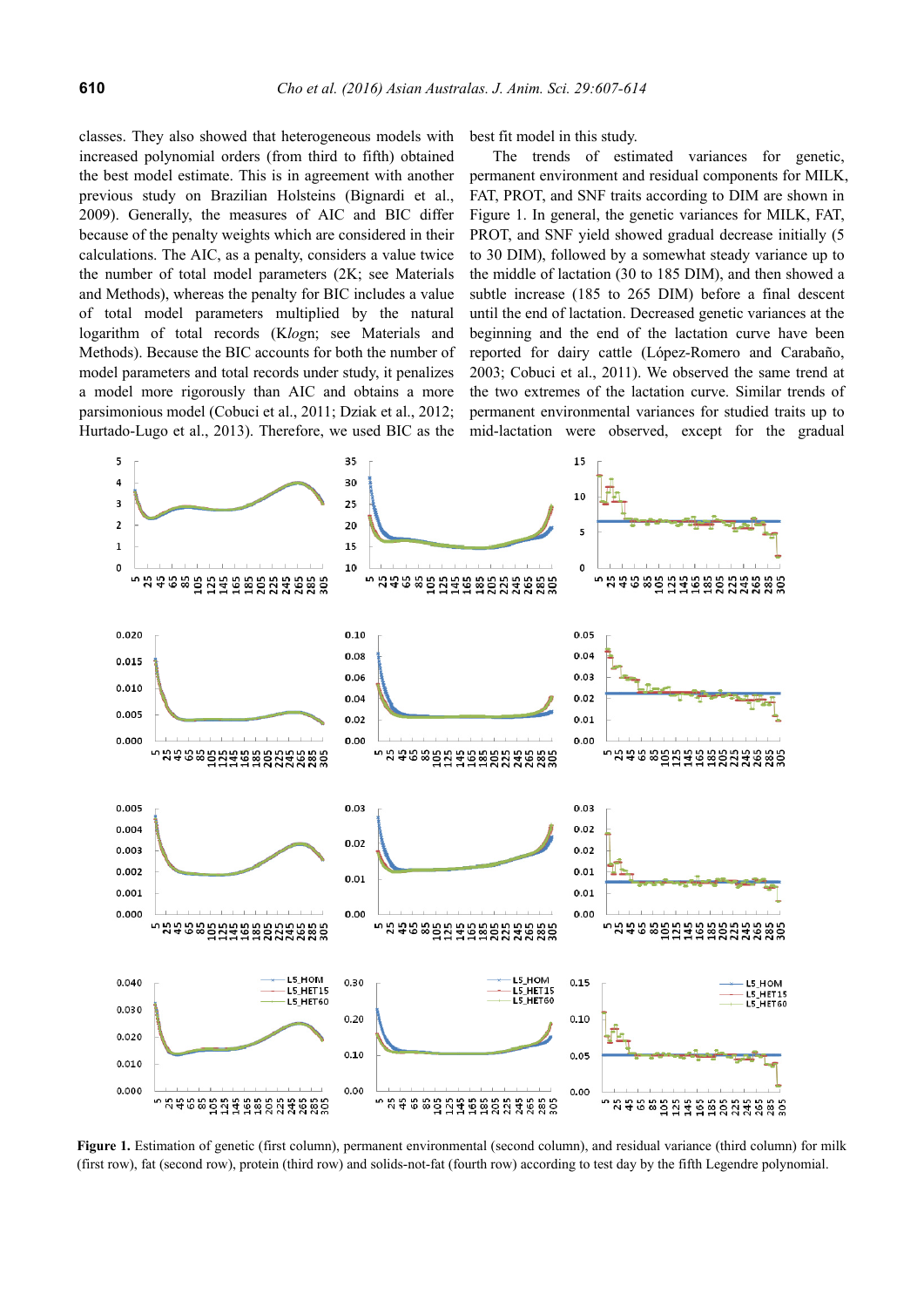classes. They also showed that heterogeneous models with increased polynomial orders (from third to fifth) obtained the best model estimate. This is in agreement with another previous study on Brazilian Holsteins (Bignardi et al., 2009). Generally, the measures of AIC and BIC differ because of the penalty weights which are considered in their calculations. The AIC, as a penalty, considers a value twice the number of total model parameters (2K; see Materials and Methods), whereas the penalty for BIC includes a value of total model parameters multiplied by the natural logarithm of total records (K*log*n; see Materials and Methods). Because the BIC accounts for both the number of model parameters and total records under study, it penalizes a model more rigorously than AIC and obtains a more parsimonious model (Cobuci et al., 2011; Dziak et al., 2012; Hurtado-Lugo et al., 2013). Therefore, we used BIC as the best fit model in this study.

The trends of estimated variances for genetic, permanent environment and residual components for MILK, FAT, PROT, and SNF traits according to DIM are shown in Figure 1. In general, the genetic variances for MILK, FAT, PROT, and SNF yield showed gradual decrease initially (5 to 30 DIM), followed by a somewhat steady variance up to the middle of lactation (30 to 185 DIM), and then showed a subtle increase (185 to 265 DIM) before a final descent until the end of lactation. Decreased genetic variances at the beginning and the end of the lactation curve have been reported for dairy cattle (López-Romero and Carabaño, 2003; Cobuci et al., 2011). We observed the same trend at the two extremes of the lactation curve. Similar trends of permanent environmental variances for studied traits up to mid-lactation were observed, except for the gradual

**Figure 1.** Estimation of genetic (first column), permanent environmental (second column), and residual variance (third column) for milk (first row), fat (second row), protein (third row) and solids-not-fat (fourth row) according to test day by the fifth Legendre polynomial.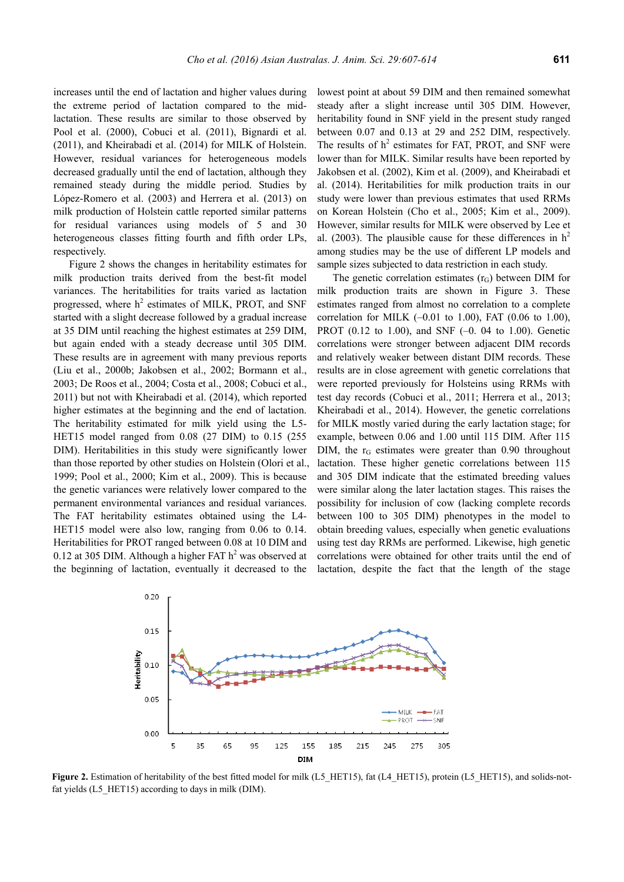increases until the end of lactation and higher values during the extreme period of lactation compared to the mid-lactation. These results are similar to those observed by Pool et al. (2000), Cobuci et al. (2011), Bignardi et al. (2011), and Kheirabadi et al. (2014) for MILK of Holstein. However, residual variances for heterogeneous models decreased gradually until the end of lactation, although they remained steady during the middle period. Studies by López-Romero et al. (2003) and Herrera et al. (2013) on milk production of Holstein cattle reported similar patterns for residual variances using models of 5 and 30 heterogeneous classes fitting fourth and fifth order LPs, respectively.

Figure 2 shows the changes in heritability estimates for milk production traits derived from the best-fit model variances. The heritabilities for traits varied as lactation progressed, where $h^2$ estimates of MILK, PROT, and SNF started with a slight decrease followed by a gradual increase at 35 DIM until reaching the highest estimates at 259 DIM, but again ended with a steady decrease until 305 DIM. These results are in agreement with many previous reports (Liu et al., 2000b; Jakobsen et al., 2002; Bormann et al., 2003; De Roos et al., 2004; Costa et al., 2008; Cobuci et al., 2011) but not with Kheirabadi et al. (2014), which reported higher estimates at the beginning and the end of lactation. The heritability estimated for milk yield using the L5-HET15 model ranged from 0.08 (27 DIM) to 0.15 (255 DIM). Heritabilities in this study were significantly lower than those reported by other studies on Holstein (Olori et al., 1999; Pool et al., 2000; Kim et al., 2009). This is because the genetic variances were relatively lower compared to the permanent environmental variances and residual variances. The FAT heritability estimates obtained using the L4-HET15 model were also low, ranging from 0.06 to 0.14. Heritabilities for PROT ranged between 0.08 at 10 DIM and 0.12 at 305 DIM. Although a higher FAT $h^2$ was observed at the beginning of lactation, eventually it decreased to the lowest point at about 59 DIM and then remained somewhat steady after a slight increase until 305 DIM. However, heritability found in SNF yield in the present study ranged between 0.07 and 0.13 at 29 and 252 DIM, respectively. The results of $h^2$ estimates for FAT, PROT, and SNF were lower than for MILK. Similar results have been reported by Jakobsen et al. (2002), Kim et al. (2009), and Kheirabadi et al. (2014). Heritabilities for milk production traits in our study were lower than previous estimates that used RRMs on Korean Holstein (Cho et al., 2005; Kim et al., 2009). However, similar results for MILK were observed by Lee et al. (2003). The plausible cause for these differences in $h^2$ among studies may be the use of different LP models and sample sizes subjected to data restriction in each study.

The genetic correlation estimates ($r_G$) between DIM for milk production traits are shown in Figure 3. These estimates ranged from almost no correlation to a complete correlation for MILK (–0.01 to 1.00), FAT (0.06 to 1.00), PROT (0.12 to 1.00), and SNF (–0. 04 to 1.00). Genetic correlations were stronger between adjacent DIM records and relatively weaker between distant DIM records. These results are in close agreement with genetic correlations that were reported previously for Holsteins using RRMs with test day records (Cobuci et al., 2011; Herrera et al., 2013; Kheirabadi et al., 2014). However, the genetic correlations for MILK mostly varied during the early lactation stage; for example, between 0.06 and 1.00 until 115 DIM. After 115 DIM, the $r_G$ estimates were greater than 0.90 throughout lactation. These higher genetic correlations between 115 and 305 DIM indicate that the estimated breeding values were similar along the later lactation stages. This raises the possibility for inclusion of cow (lacking complete records between 100 to 305 DIM) phenotypes in the model to obtain breeding values, especially when genetic evaluations using test day RRMs are performed. Likewise, high genetic correlations were obtained for other traits until the end of lactation, despite the fact that the length of the stage

**Figure 2.** Estimation of heritability of the best fitted model for milk (L5_HET15), fat (L4_HET15), protein (L5_HET15), and solids-not-fat yields (L5_HET15) according to days in milk (DIM).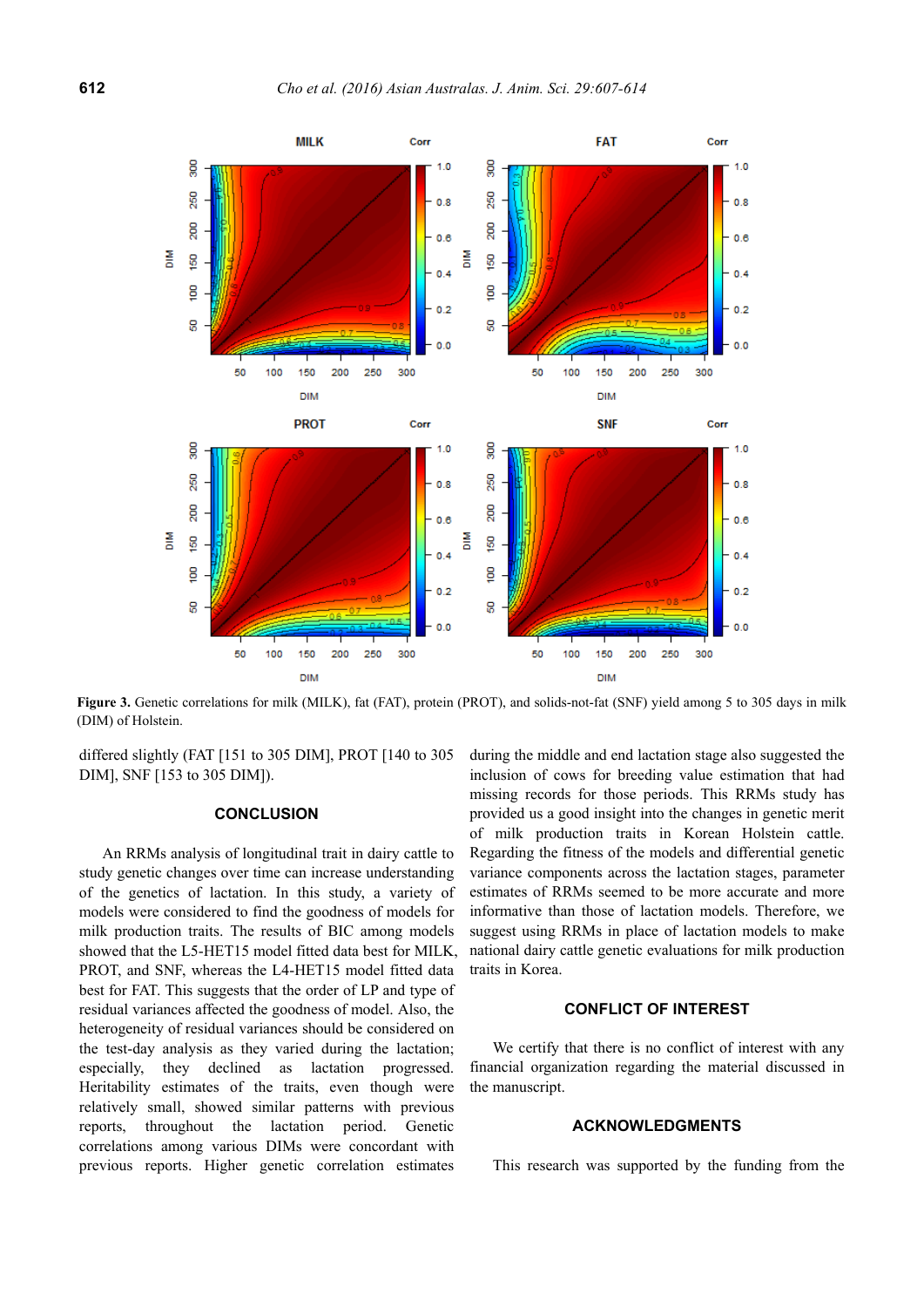**Figure 3.** Genetic correlations for milk (MILK), fat (FAT), protein (PROT), and solids-not-fat (SNF) yield among 5 to 305 days in milk (DIM) of Holstein.

differed slightly (FAT [151 to 305 DIM], PROT [140 to 305 DIM], SNF [153 to 305 DIM]).

## CONCLUSION

An RRMs analysis of longitudinal trait in dairy cattle to study genetic changes over time can increase understanding of the genetics of lactation. In this study, a variety of models were considered to find the goodness of models for milk production traits. The results of BIC among models showed that the L5-HET15 model fitted data best for MILK, PROT, and SNF, whereas the L4-HET15 model fitted data best for FAT. This suggests that the order of LP and type of residual variances affected the goodness of model. Also, the heterogeneity of residual variances should be considered on the test-day analysis as they varied during the lactation; especially, they declined as lactation progressed. Heritability estimates of the traits, even though were relatively small, showed similar patterns with previous reports, throughout the lactation period. Genetic correlations among various DIMs were concordant with previous reports. Higher genetic correlation estimates during the middle and end lactation stage also suggested the inclusion of cows for breeding value estimation that had missing records for those periods. This RRMs study has provided us a good insight into the changes in genetic merit of milk production traits in Korean Holstein cattle. Regarding the fitness of the models and differential genetic variance components across the lactation stages, parameter estimates of RRMs seemed to be more accurate and more informative than those of lactation models. Therefore, we suggest using RRMs in place of lactation models to make national dairy cattle genetic evaluations for milk production traits in Korea.

## CONFLICT OF INTEREST

We certify that there is no conflict of interest with any financial organization regarding the material discussed in the manuscript.

## ACKNOWLEDGMENTS

This research was supported by the funding from the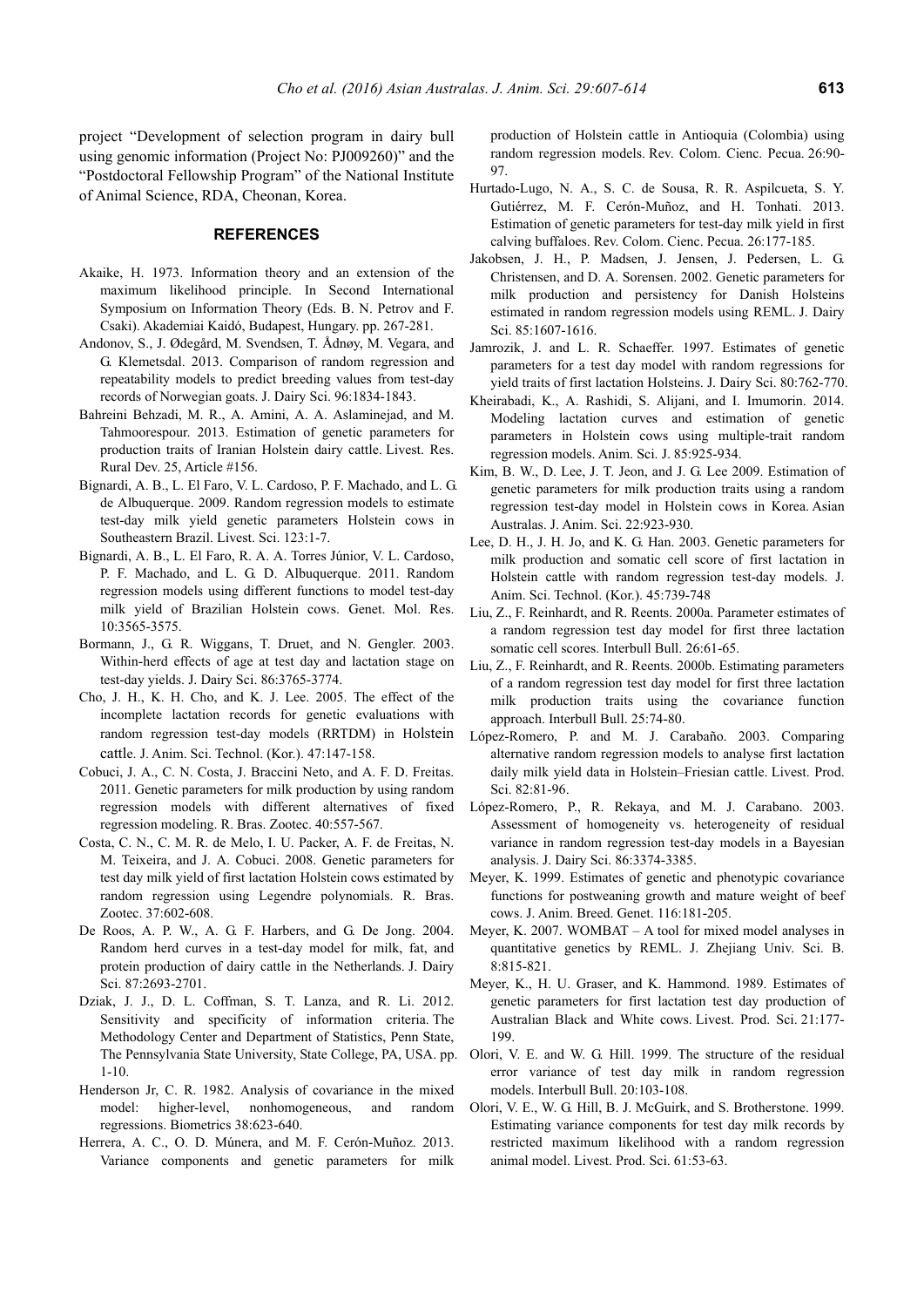project "Development of selection program in dairy bull using genomic information (Project No: PJ009260)" and the "Postdoctoral Fellowship Program" of the National Institute of Animal Science, RDA, Cheonan, Korea.

## REFERENCES

Akaike, H. 1973. Information theory and an extension of the maximum likelihood principle. In Second International Symposium on Information Theory (Eds. B. N. Petrov and F. Csaki). Akademiai Kaidó, Budapest, Hungary. pp. 267-281.

Andonov, S., J. Ødegård, M. Svendsen, T. Ådnøy, M. Vegara, and G. Klemetsdal. 2013. Comparison of random regression and repeatability models to predict breeding values from test-day records of Norwegian goats. J. Dairy Sci. 96:1834-1843.

Bahreini Behzadi, M. R., A. Amini, A. A. Aslaminejad, and M. Tahmoorespour. 2013. Estimation of genetic parameters for production traits of Iranian Holstein dairy cattle. Livest. Res. Rural Dev. 25, Article #156.

Bignardi, A. B., L. El Faro, V. L. Cardoso, P. F. Machado, and L. G. de Albuquerque. 2009. Random regression models to estimate test-day milk yield genetic parameters Holstein cows in Southeastern Brazil. Livest. Sci. 123:1-7.

Bignardi, A. B., L. El Faro, R. A. A. Torres Júnior, V. L. Cardoso, P. F. Machado, and L. G. D. Albuquerque. 2011. Random regression models using different functions to model test-day milk yield of Brazilian Holstein cows. Genet. Mol. Res. 10:3565-3575.

Bormann, J., G. R. Wiggans, T. Druet, and N. Gengler. 2003. Within-herd effects of age at test day and lactation stage on test-day yields. J. Dairy Sci. 86:3765-3774.

Cho, J. H., K. H. Cho, and K. J. Lee. 2005. The effect of the incomplete lactation records for genetic evaluations with random regression test-day models (RRTDM) in Holstein cattle. J. Anim. Sci. Technol. (Kor.). 47:147-158.

Cobuci, J. A., C. N. Costa, J. Braccini Neto, and A. F. D. Freitas. 2011. Genetic parameters for milk production by using random regression models with different alternatives of fixed regression modeling. R. Bras. Zootec. 40:557-567.

Costa, C. N., C. M. R. de Melo, I. U. Packer, A. F. de Freitas, N. M. Teixeira, and J. A. Cobuci. 2008. Genetic parameters for test day milk yield of first lactation Holstein cows estimated by random regression using Legendre polynomials. R. Bras. Zootec. 37:602-608.

De Roos, A. P. W., A. G. F. Harbers, and G. De Jong. 2004. Random herd curves in a test-day model for milk, fat, and protein production of dairy cattle in the Netherlands. J. Dairy Sci. 87:2693-2701.

Dziak, J. J., D. L. Coffman, S. T. Lanza, and R. Li. 2012. Sensitivity and specificity of information criteria. The Methodology Center and Department of Statistics, Penn State, The Pennsylvania State University, State College, PA, USA. pp. 1-10.

Henderson Jr, C. R. 1982. Analysis of covariance in the mixed model: higher-level, nonhomogeneous, and random regressions. Biometrics 38:623-640.

Herrera, A. C., O. D. Múnera, and M. F. Cerón-Muñoz. 2013. Variance components and genetic parameters for milk production of Holstein cattle in Antioquia (Colombia) using random regression models. Rev. Colom. Cienc. Pecua. 26:90-97.

Hurtado-Lugo, N. A., S. C. de Sousa, R. R. Aspilcueta, S. Y. Gutiérrez, M. F. Cerón-Muñoz, and H. Tonhati. 2013. Estimation of genetic parameters for test-day milk yield in first calving buffaloes. Rev. Colom. Cienc. Pecua. 26:177-185.

Jakobsen, J. H., P. Madsen, J. Jensen, J. Pedersen, L. G. Christensen, and D. A. Sorensen. 2002. Genetic parameters for milk production and persistency for Danish Holsteins estimated in random regression models using REML. J. Dairy Sci. 85:1607-1616.

Jamrozik, J. and L. R. Schaeffer. 1997. Estimates of genetic parameters for a test day model with random regressions for yield traits of first lactation Holsteins. J. Dairy Sci. 80:762-770.

Kheirabadi, K., A. Rashidi, S. Alijani, and I. Imumorin. 2014. Modeling lactation curves and estimation of genetic parameters in Holstein cows using multiple-trait random regression models. Anim. Sci. J. 85:925-934.

Kim, B. W., D. Lee, J. T. Jeon, and J. G. Lee 2009. Estimation of genetic parameters for milk production traits using a random regression test-day model in Holstein cows in Korea. Asian Australas. J. Anim. Sci. 22:923-930.

Lee, D. H., J. H. Jo, and K. G. Han. 2003. Genetic parameters for milk production and somatic cell score of first lactation in Holstein cattle with random regression test-day models. J. Anim. Sci. Technol. (Kor.). 45:739-748

Liu, Z., F. Reinhardt, and R. Reents. 2000a. Parameter estimates of a random regression test day model for first three lactation somatic cell scores. Interbull Bull. 26:61-65.

Liu, Z., F. Reinhardt, and R. Reents. 2000b. Estimating parameters of a random regression test day model for first three lactation milk production traits using the covariance function approach. Interbull Bull. 25:74-80.

López-Romero, P. and M. J. Carabaño. 2003. Comparing alternative random regression models to analyse first lactation daily milk yield data in Holstein–Friesian cattle. Livest. Prod. Sci. 82:81-96.

López-Romero, P., R. Rekaya, and M. J. Carabano. 2003. Assessment of homogeneity vs. heterogeneity of residual variance in random regression test-day models in a Bayesian analysis. J. Dairy Sci. 86:3374-3385.

Meyer, K. 1999. Estimates of genetic and phenotypic covariance functions for postweaning growth and mature weight of beef cows. J. Anim. Breed. Genet. 116:181-205.

Meyer, K. 2007. WOMBAT – A tool for mixed model analyses in quantitative genetics by REML. J. Zhejiang Univ. Sci. B. 8:815-821.

Meyer, K., H. U. Graser, and K. Hammond. 1989. Estimates of genetic parameters for first lactation test day production of Australian Black and White cows. Livest. Prod. Sci. 21:177-199.

Olori, V. E. and W. G. Hill. 1999. The structure of the residual error variance of test day milk in random regression models. Interbull Bull. 20:103-108.

Olori, V. E., W. G. Hill, B. J. McGuirk, and S. Brotherstone. 1999. Estimating variance components for test day milk records by restricted maximum likelihood with a random regression animal model. Livest. Prod. Sci. 61:53-63.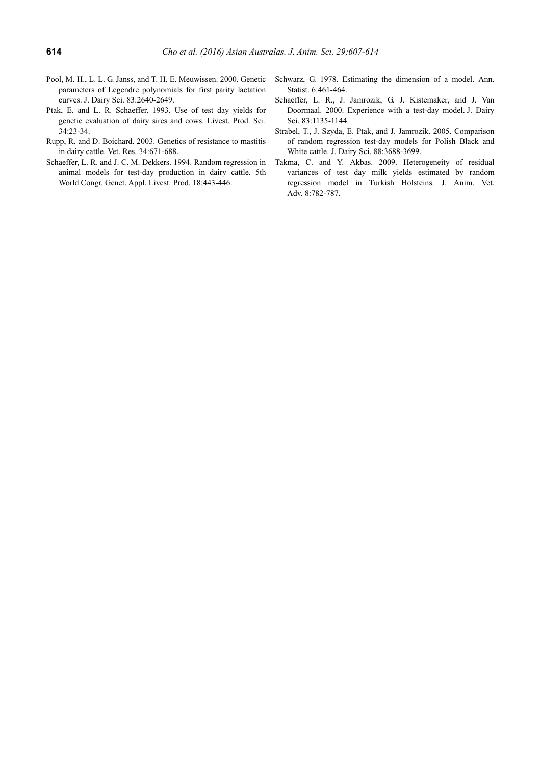Pool, M. H., L. L. G. Janss, and T. H. E. Meuwissen. 2000. Genetic parameters of Legendre polynomials for first parity lactation curves. J. Dairy Sci. 83:2640-2649.

Ptak, E. and L. R. Schaeffer. 1993. Use of test day yields for genetic evaluation of dairy sires and cows. Livest. Prod. Sci. 34:23-34.

Rupp, R. and D. Boichard. 2003. Genetics of resistance to mastitis in dairy cattle. Vet. Res. 34:671-688.

Schaeffer, L. R. and J. C. M. Dekkers. 1994. Random regression in animal models for test-day production in dairy cattle. 5th World Congr. Genet. Appl. Livest. Prod. 18:443-446.

Schwarz, G. 1978. Estimating the dimension of a model. Ann. Statist. 6:461-464.

Schaeffer, L. R., J. Jamrozik, G. J. Kistemaker, and J. Van Doormaal. 2000. Experience with a test-day model. J. Dairy Sci. 83:1135-1144.

Strabel, T., J. Szyda, E. Ptak, and J. Jamrozik. 2005. Comparison of random regression test-day models for Polish Black and White cattle. J. Dairy Sci. 88:3688-3699.

Takma, C. and Y. Akbas. 2009. Heterogeneity of residual variances of test day milk yields estimated by random regression model in Turkish Holsteins. J. Anim. Vet. Adv. 8:782-787.